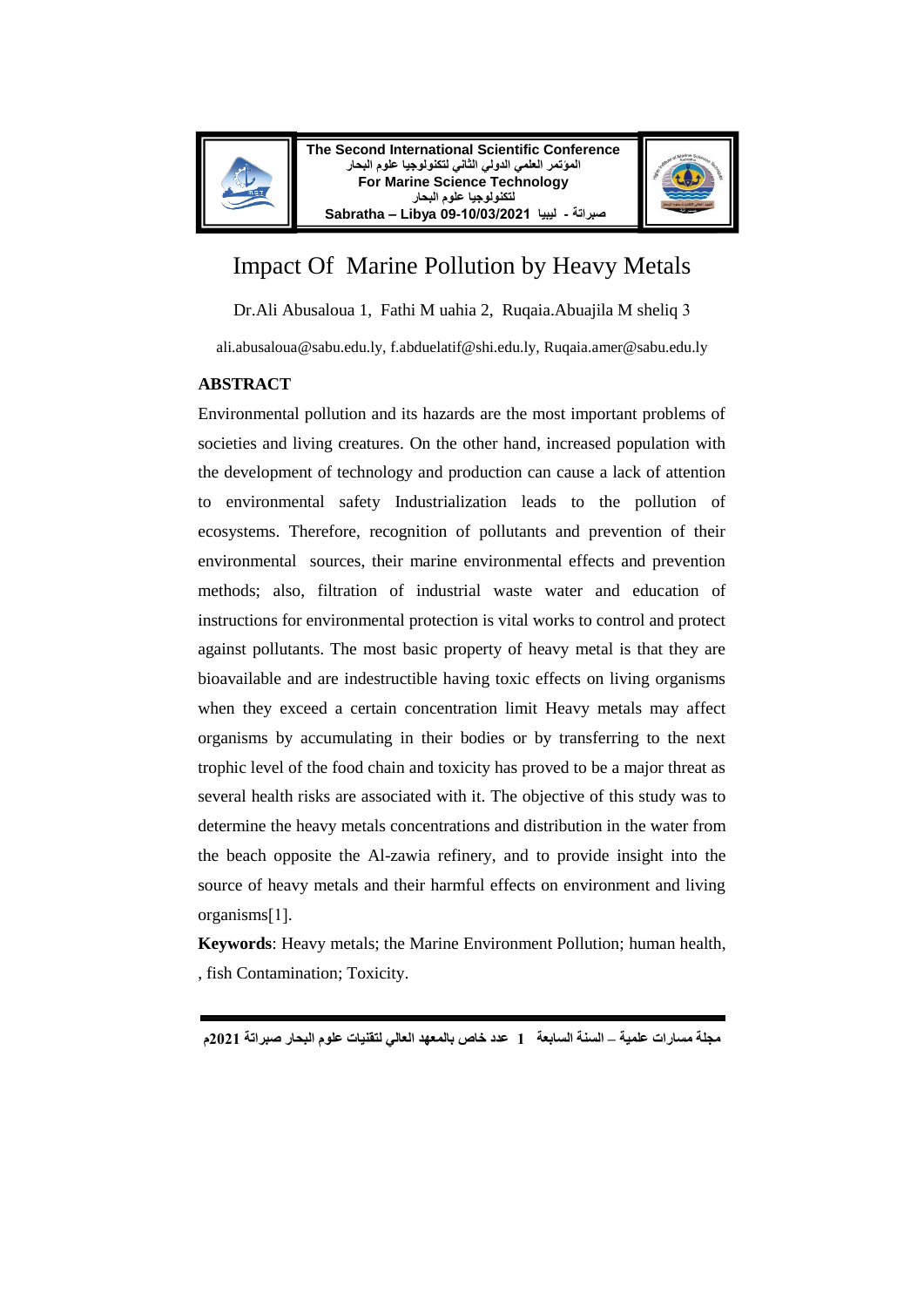# Impact Of Marine Pollution by Heavy Metals

Dr.Ali Abusaloua 1, Fathi M uahia 2, Ruqaia.Abuajila M sheliq 3

ali.abusaloua@sabu.edu.ly, f.abduelatif@shi.edu.ly, Ruqaia.amer@sabu.edu.ly

## ABSTRACT

Environmental pollution and its hazards are the most important problems of societies and living creatures. On the other hand, increased population with the development of technology and production can cause a lack of attention to environmental safety Industrialization leads to the pollution of ecosystems. Therefore, recognition of pollutants and prevention of their environmental sources, their marine environmental effects and prevention methods; also, filtration of industrial waste water and education of instructions for environmental protection is vital works to control and protect against pollutants. The most basic property of heavy metal is that they are bioavailable and are indestructible having toxic effects on living organisms when they exceed a certain concentration limit Heavy metals may affect organisms by accumulating in their bodies or by transferring to the next trophic level of the food chain and toxicity has proved to be a major threat as several health risks are associated with it. The objective of this study was to determine the heavy metals concentrations and distribution in the water from the beach opposite the Al-zawia refinery, and to provide insight into the source of heavy metals and their harmful effects on environment and living organisms[1].

**Keywords**: Heavy metals; the Marine Environment Pollution; human health, , fish Contamination; Toxicity.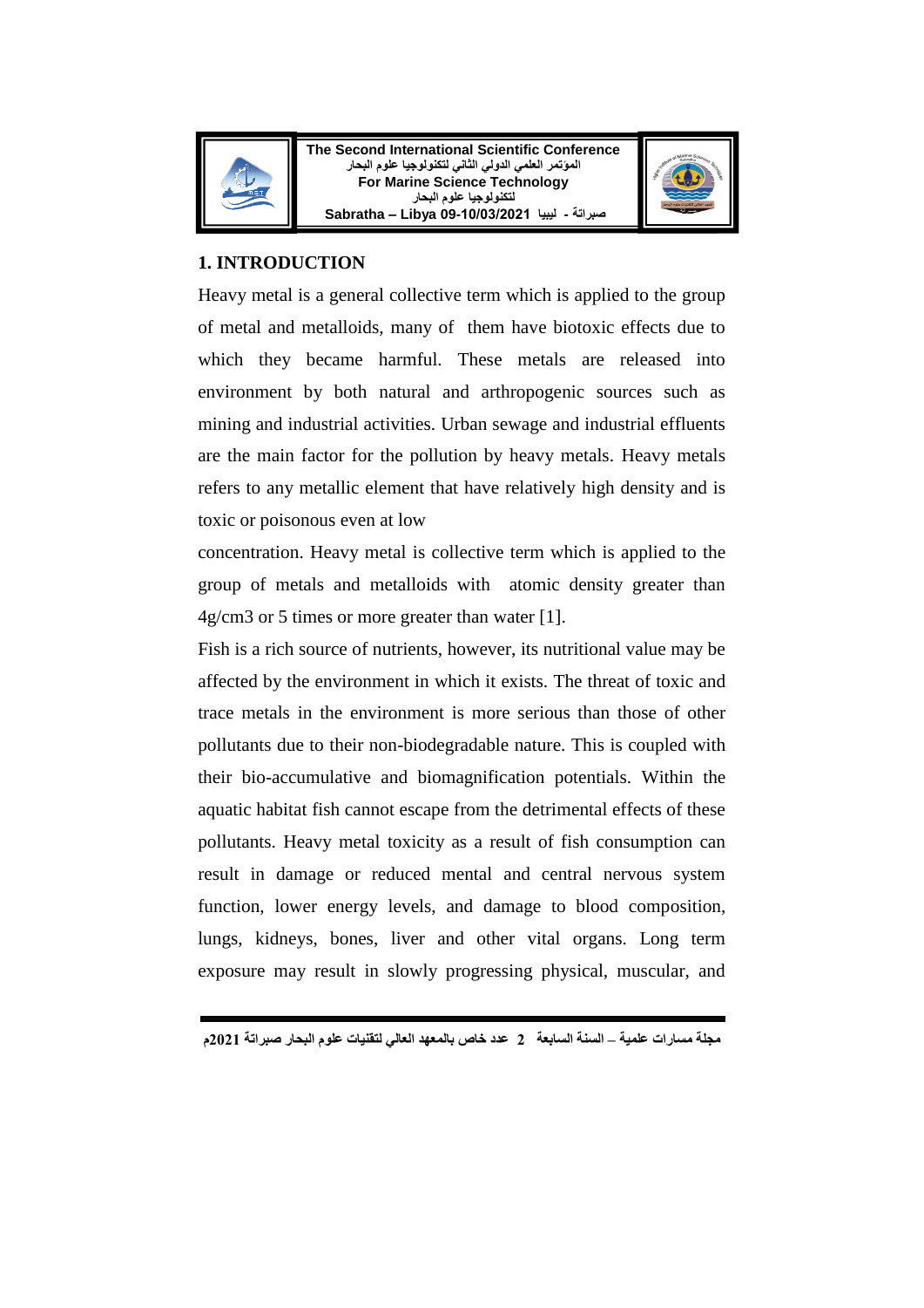## 1. INTRODUCTION

Heavy metal is a general collective term which is applied to the group of metal and metalloids, many of them have biotoxic effects due to which they became harmful. These metals are released into environment by both natural and arthropogenic sources such as mining and industrial activities. Urban sewage and industrial effluents are the main factor for the pollution by heavy metals. Heavy metals refers to any metallic element that have relatively high density and is toxic or poisonous even at low concentration. Heavy metal is collective term which is applied to the group of metals and metalloids with atomic density greater than 4g/cm3 or 5 times or more greater than water [1].

Fish is a rich source of nutrients, however, its nutritional value may be affected by the environment in which it exists. The threat of toxic and trace metals in the environment is more serious than those of other pollutants due to their non-biodegradable nature. This is coupled with their bio-accumulative and biomagnification potentials. Within the aquatic habitat fish cannot escape from the detrimental effects of these pollutants. Heavy metal toxicity as a result of fish consumption can result in damage or reduced mental and central nervous system function, lower energy levels, and damage to blood composition, lungs, kidneys, bones, liver and other vital organs. Long term exposure may result in slowly progressing physical, muscular, and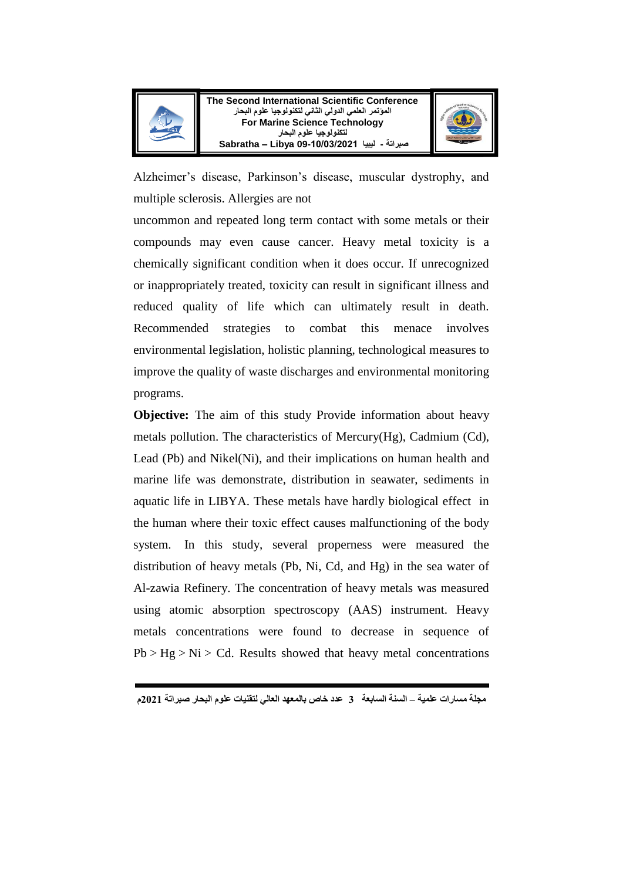Alzheimer's disease, Parkinson's disease, muscular dystrophy, and multiple sclerosis. Allergies are not

uncommon and repeated long term contact with some metals or their compounds may even cause cancer. Heavy metal toxicity is a chemically significant condition when it does occur. If unrecognized or inappropriately treated, toxicity can result in significant illness and reduced quality of life which can ultimately result in death. Recommended strategies to combat this menace involves environmental legislation, holistic planning, technological measures to improve the quality of waste discharges and environmental monitoring programs.

**Objective:** The aim of this study Provide information about heavy metals pollution. The characteristics of Mercury(Hg), Cadmium (Cd), Lead (Pb) and Nikel(Ni), and their implications on human health and marine life was demonstrate, distribution in seawater, sediments in aquatic life in LIBYA. These metals have hardly biological effect in the human where their toxic effect causes malfunctioning of the body system. In this study, several properness were measured the distribution of heavy metals (Pb, Ni, Cd, and Hg) in the sea water of Al-zawia Refinery. The concentration of heavy metals was measured using atomic absorption spectroscopy (AAS) instrument. Heavy metals concentrations were found to decrease in sequence of Pb > Hg > Ni > Cd. Results showed that heavy metal concentrations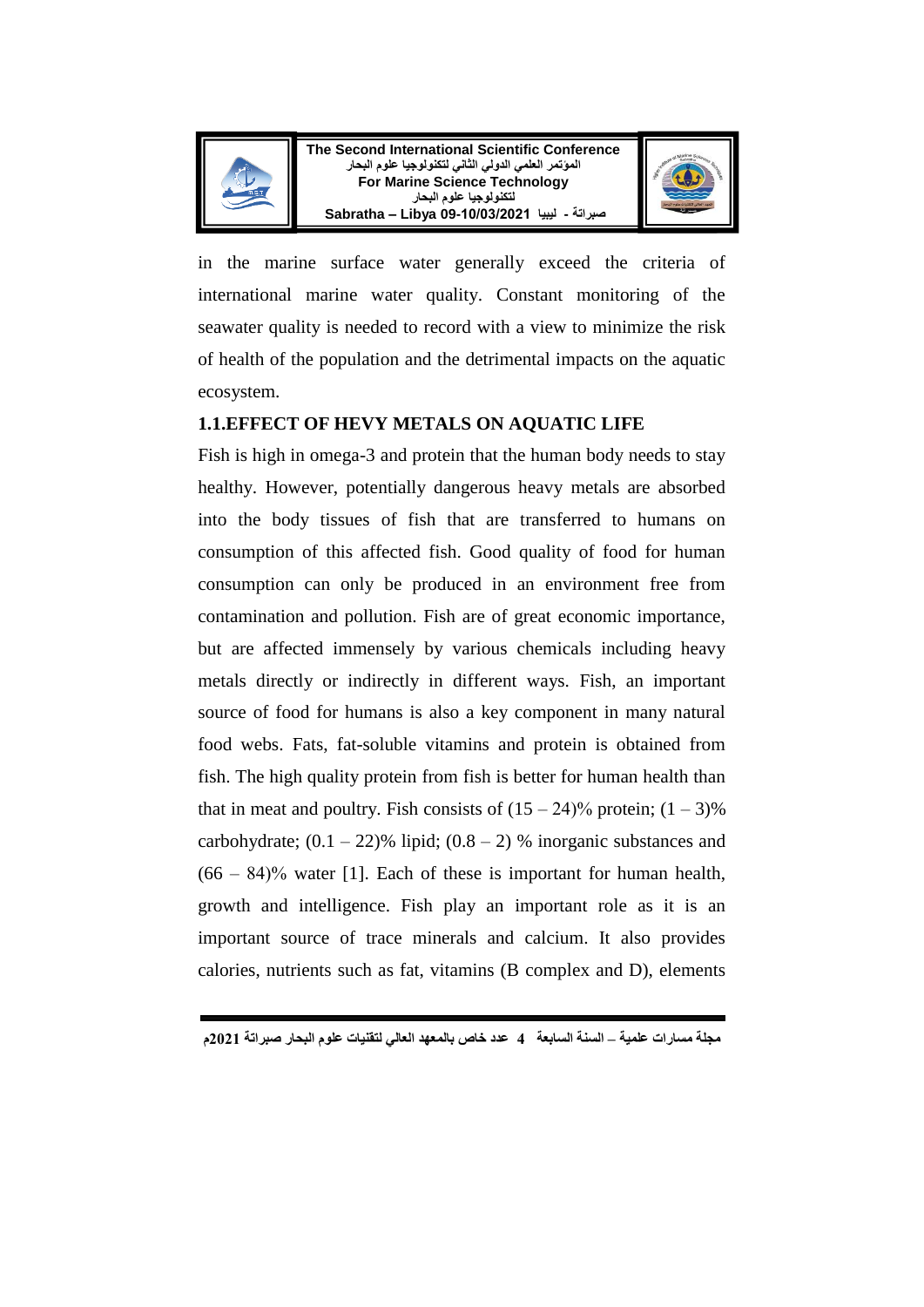in the marine surface water generally exceed the criteria of international marine water quality. Constant monitoring of the seawater quality is needed to record with a view to minimize the risk of health of the population and the detrimental impacts on the aquatic ecosystem.

### 1.1.EFFECT OF HEVY METALS ON AQUATIC LIFE

Fish is high in omega-3 and protein that the human body needs to stay healthy. However, potentially dangerous heavy metals are absorbed into the body tissues of fish that are transferred to humans on consumption of this affected fish. Good quality of food for human consumption can only be produced in an environment free from contamination and pollution. Fish are of great economic importance, but are affected immensely by various chemicals including heavy metals directly or indirectly in different ways. Fish, an important source of food for humans is also a key component in many natural food webs. Fats, fat-soluble vitamins and protein is obtained from fish. The high quality protein from fish is better for human health than that in meat and poultry. Fish consists of (15 – 24)% protein; (1 – 3)% carbohydrate; (0.1 – 22)% lipid; (0.8 – 2) % inorganic substances and (66 – 84)% water [1]. Each of these is important for human health, growth and intelligence. Fish play an important role as it is an important source of trace minerals and calcium. It also provides calories, nutrients such as fat, vitamins (B complex and D), elements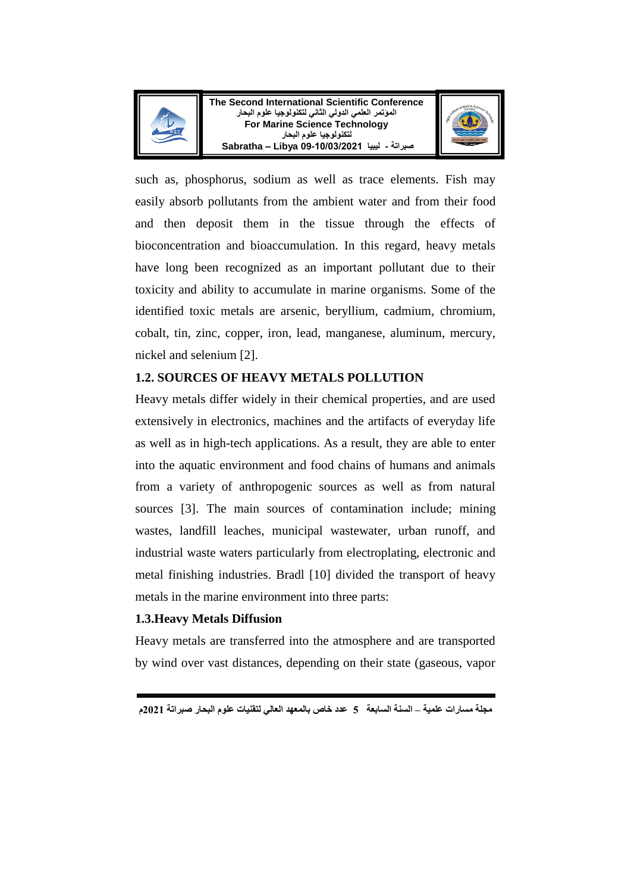such as, phosphorus, sodium as well as trace elements. Fish may easily absorb pollutants from the ambient water and from their food and then deposit them in the tissue through the effects of bioconcentration and bioaccumulation. In this regard, heavy metals have long been recognized as an important pollutant due to their toxicity and ability to accumulate in marine organisms. Some of the identified toxic metals are arsenic, beryllium, cadmium, chromium, cobalt, tin, zinc, copper, iron, lead, manganese, aluminum, mercury, nickel and selenium [2].

### 1.2. SOURCES OF HEAVY METALS POLLUTION

Heavy metals differ widely in their chemical properties, and are used extensively in electronics, machines and the artifacts of everyday life as well as in high-tech applications. As a result, they are able to enter into the aquatic environment and food chains of humans and animals from a variety of anthropogenic sources as well as from natural sources [3]. The main sources of contamination include; mining wastes, landfill leaches, municipal wastewater, urban runoff, and industrial waste waters particularly from electroplating, electronic and metal finishing industries. Bradl [10] divided the transport of heavy metals in the marine environment into three parts:

### 1.3.Heavy Metals Diffusion

Heavy metals are transferred into the atmosphere and are transported by wind over vast distances, depending on their state (gaseous, vapor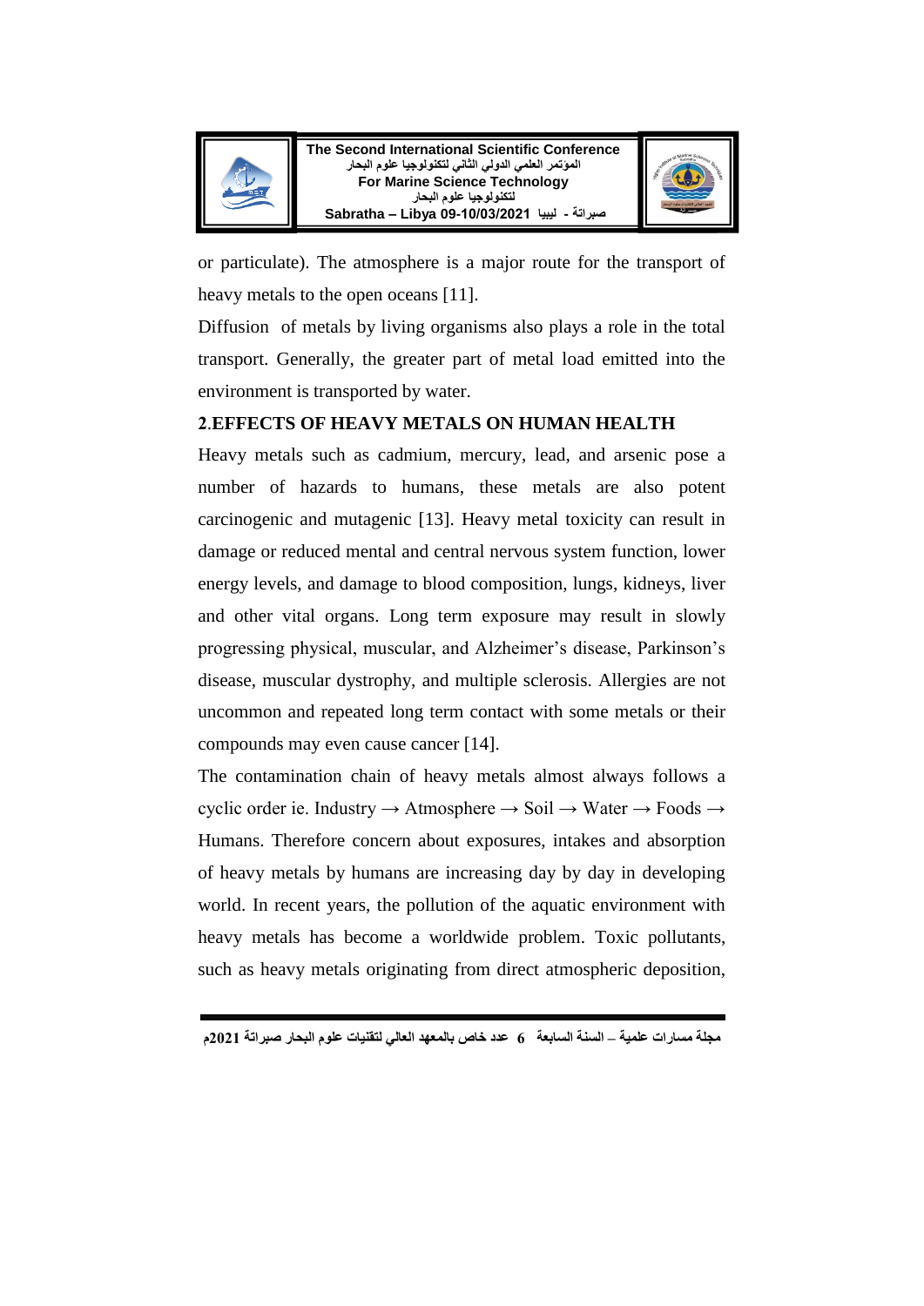or particulate). The atmosphere is a major route for the transport of heavy metals to the open oceans [11].

Diffusion of metals by living organisms also plays a role in the total transport. Generally, the greater part of metal load emitted into the environment is transported by water.

## 2.EFFECTS OF HEAVY METALS ON HUMAN HEALTH

Heavy metals such as cadmium, mercury, lead, and arsenic pose a number of hazards to humans, these metals are also potent carcinogenic and mutagenic [13]. Heavy metal toxicity can result in damage or reduced mental and central nervous system function, lower energy levels, and damage to blood composition, lungs, kidneys, liver and other vital organs. Long term exposure may result in slowly progressing physical, muscular, and Alzheimer's disease, Parkinson's disease, muscular dystrophy, and multiple sclerosis. Allergies are not uncommon and repeated long term contact with some metals or their compounds may even cause cancer [14].

The contamination chain of heavy metals almost always follows a cyclic order ie. Industry → Atmosphere → Soil → Water → Foods → Humans. Therefore concern about exposures, intakes and absorption of heavy metals by humans are increasing day by day in developing world. In recent years, the pollution of the aquatic environment with heavy metals has become a worldwide problem. Toxic pollutants, such as heavy metals originating from direct atmospheric deposition,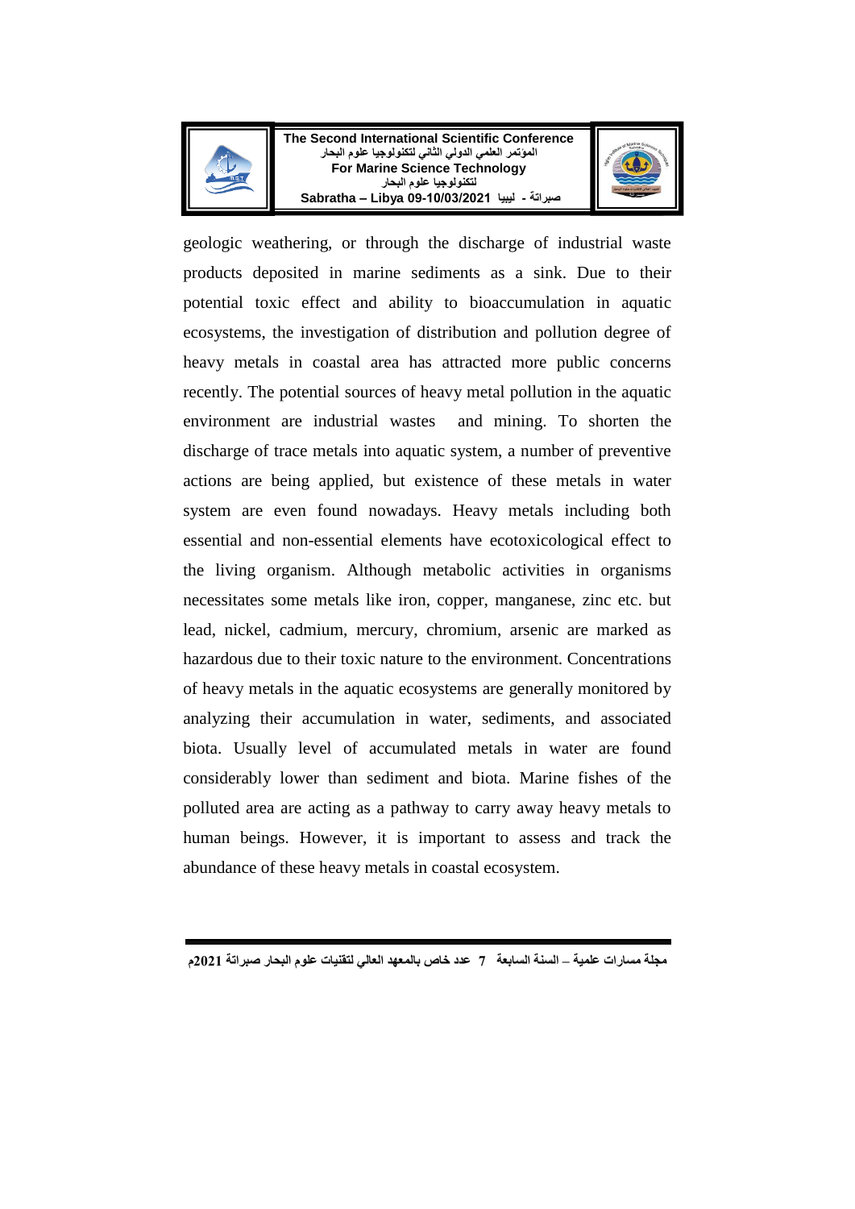geologic weathering, or through the discharge of industrial waste products deposited in marine sediments as a sink. Due to their potential toxic effect and ability to bioaccumulation in aquatic ecosystems, the investigation of distribution and pollution degree of heavy metals in coastal area has attracted more public concerns recently. The potential sources of heavy metal pollution in the aquatic environment are industrial wastes and mining. To shorten the discharge of trace metals into aquatic system, a number of preventive actions are being applied, but existence of these metals in water system are even found nowadays. Heavy metals including both essential and non-essential elements have ecotoxicological effect to the living organism. Although metabolic activities in organisms necessitates some metals like iron, copper, manganese, zinc etc. but lead, nickel, cadmium, mercury, chromium, arsenic are marked as hazardous due to their toxic nature to the environment. Concentrations of heavy metals in the aquatic ecosystems are generally monitored by analyzing their accumulation in water, sediments, and associated biota. Usually level of accumulated metals in water are found considerably lower than sediment and biota. Marine fishes of the polluted area are acting as a pathway to carry away heavy metals to human beings. However, it is important to assess and track the abundance of these heavy metals in coastal ecosystem.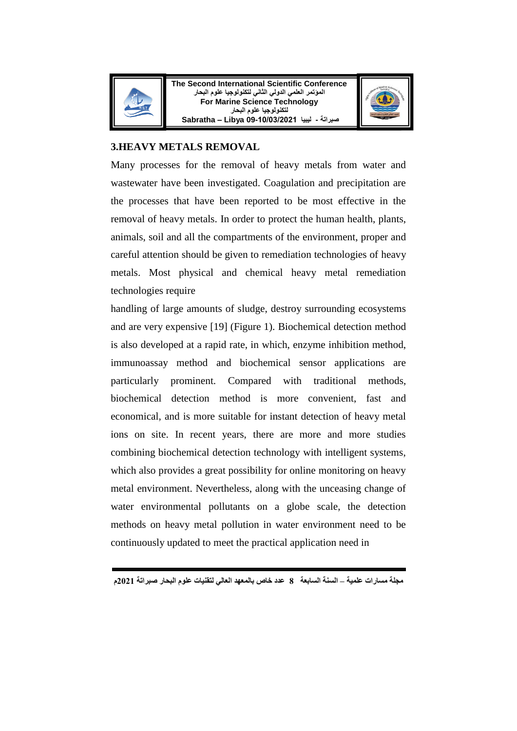## 3.HEAVY METALS REMOVAL

Many processes for the removal of heavy metals from water and wastewater have been investigated. Coagulation and precipitation are the processes that have been reported to be most effective in the removal of heavy metals. In order to protect the human health, plants, animals, soil and all the compartments of the environment, proper and careful attention should be given to remediation technologies of heavy metals. Most physical and chemical heavy metal remediation technologies require

handling of large amounts of sludge, destroy surrounding ecosystems and are very expensive [19] (Figure 1). Biochemical detection method is also developed at a rapid rate, in which, enzyme inhibition method, immunoassay method and biochemical sensor applications are particularly prominent. Compared with traditional methods, biochemical detection method is more convenient, fast and economical, and is more suitable for instant detection of heavy metal ions on site. In recent years, there are more and more studies combining biochemical detection technology with intelligent systems, which also provides a great possibility for online monitoring on heavy metal environment. Nevertheless, along with the unceasing change of water environmental pollutants on a globe scale, the detection methods on heavy metal pollution in water environment need to be continuously updated to meet the practical application need in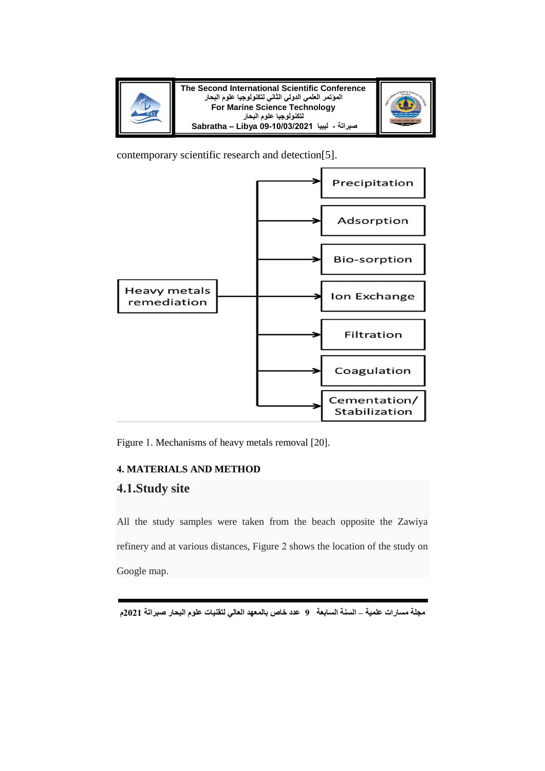contemporary scientific research and detection[5].

Heavy metals remediation

- Precipitation
- Adsorption
- Bio-sorption
- Ion Exchange
- Filtration
- Coagulation
- Cementation/ Stabilization

Figure 1. Mechanisms of heavy metals removal [20].

**4. MATERIALS AND METHOD**

## 4.1.Study site

All the study samples were taken from the beach opposite the Zawiya refinery and at various distances, Figure 2 shows the location of the study on Google map.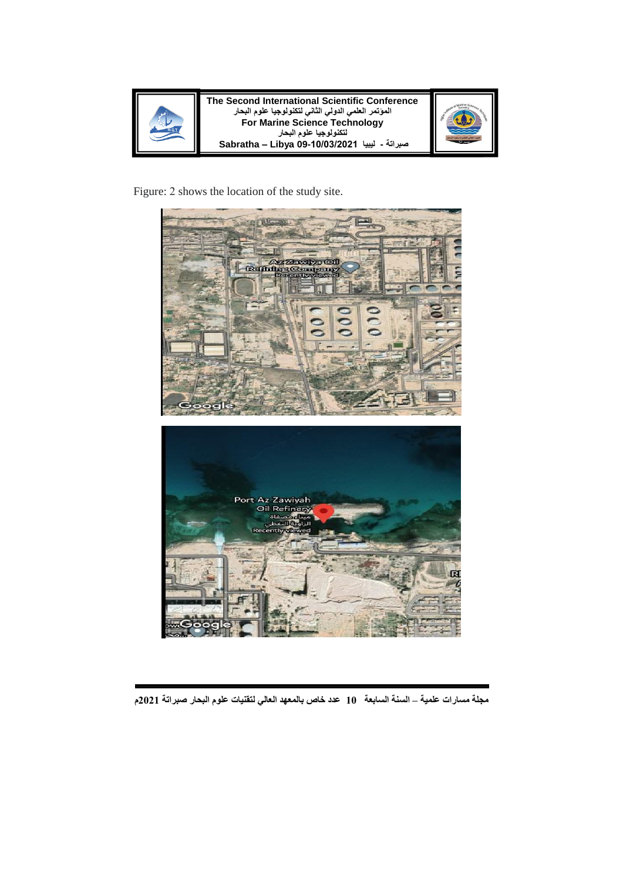Figure: 2 shows the location of the study site.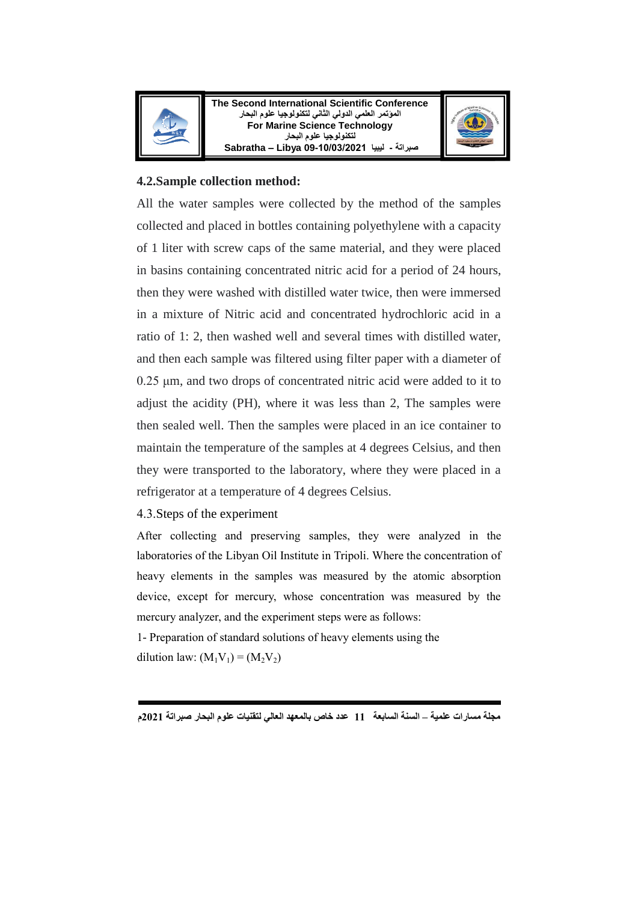### 4.2.Sample collection method:

All the water samples were collected by the method of the samples collected and placed in bottles containing polyethylene with a capacity of 1 liter with screw caps of the same material, and they were placed in basins containing concentrated nitric acid for a period of 24 hours, then they were washed with distilled water twice, then were immersed in a mixture of Nitric acid and concentrated hydrochloric acid in a ratio of 1: 2, then washed well and several times with distilled water, and then each sample was filtered using filter paper with a diameter of 0.25 µm, and two drops of concentrated nitric acid were added to it to adjust the acidity (PH), where it was less than 2, The samples were then sealed well. Then the samples were placed in an ice container to maintain the temperature of the samples at 4 degrees Celsius, and then they were transported to the laboratory, where they were placed in a refrigerator at a temperature of 4 degrees Celsius.

4.3.Steps of the experiment

After collecting and preserving samples, they were analyzed in the laboratories of the Libyan Oil Institute in Tripoli. Where the concentration of heavy elements in the samples was measured by the atomic absorption device, except for mercury, whose concentration was measured by the mercury analyzer, and the experiment steps were as follows:

1- Preparation of standard solutions of heavy elements using the dilution law: $(M_1V_1) = (M_2V_2)$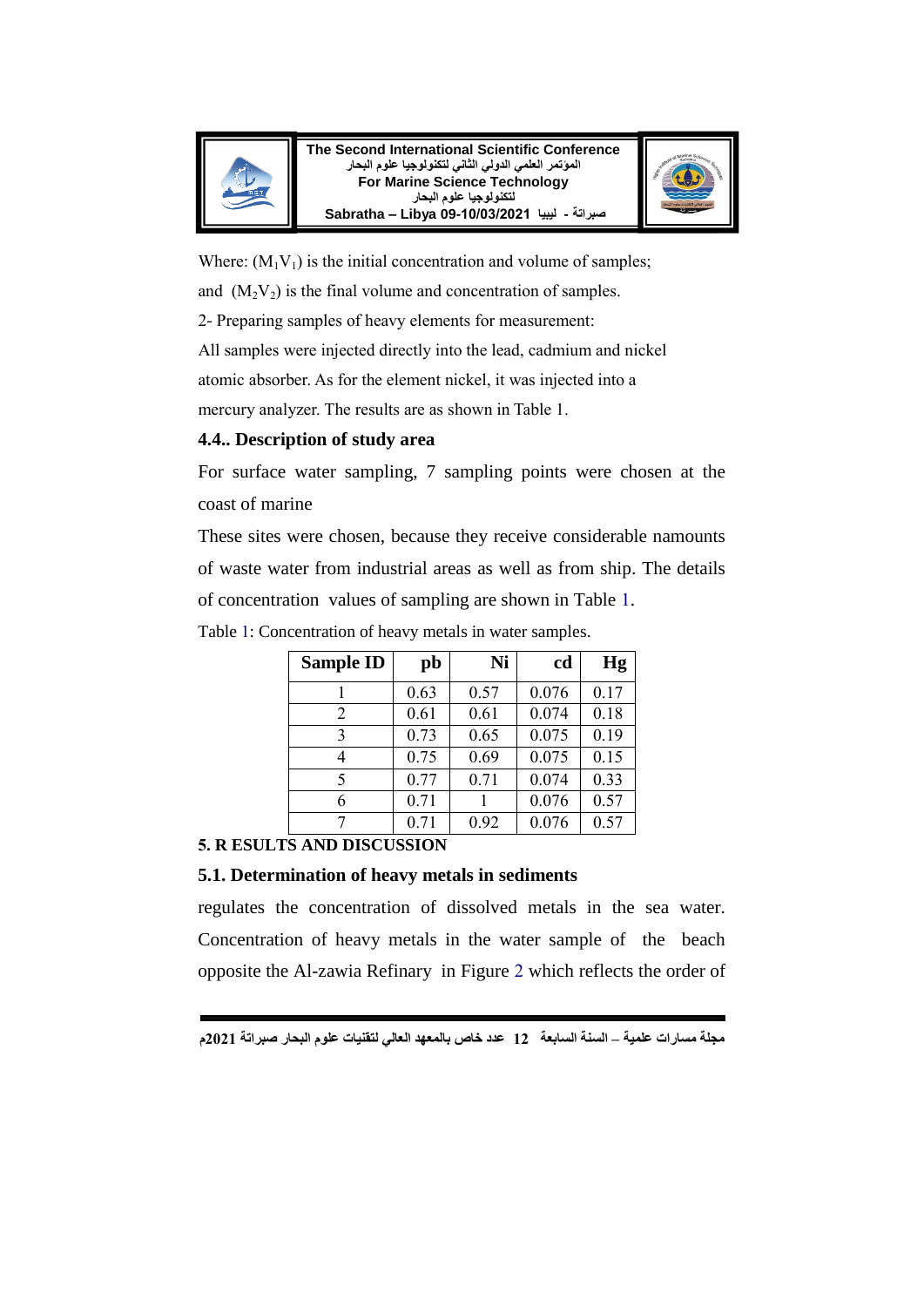Where: ($M_1V_1$) is the initial concentration and volume of samples; and ($M_2V_2$) is the final volume and concentration of samples.

2- Preparing samples of heavy elements for measurement:

All samples were injected directly into the lead, cadmium and nickel atomic absorber. As for the element nickel, it was injected into a mercury analyzer. The results are as shown in Table 1.

### 4.4.. Description of study area

For surface water sampling, 7 sampling points were chosen at the coast of marine

These sites were chosen, because they receive considerable namounts of waste water from industrial areas as well as from ship. The details of concentration values of sampling are shown in Table 1.

Table 1: Concentration of heavy metals in water samples.

| Sample ID | pb | Ni | cd | Hg |
|---|---|---|---|---|
| 1 | 0.63 | 0.57 | 0.076 | 0.17 |
| 2 | 0.61 | 0.61 | 0.074 | 0.18 |
| 3 | 0.73 | 0.65 | 0.075 | 0.19 |
| 4 | 0.75 | 0.69 | 0.075 | 0.15 |
| 5 | 0.77 | 0.71 | 0.074 | 0.33 |
| 6 | 0.71 | 1 | 0.076 | 0.57 |
| 7 | 0.71 | 0.92 | 0.076 | 0.57 |

## 5. R ESULTS AND DISCUSSION

### 5.1. Determination of heavy metals in sediments

regulates the concentration of dissolved metals in the sea water. Concentration of heavy metals in the water sample of the beach opposite the Al-zawia Refinary in Figure 2 which reflects the order of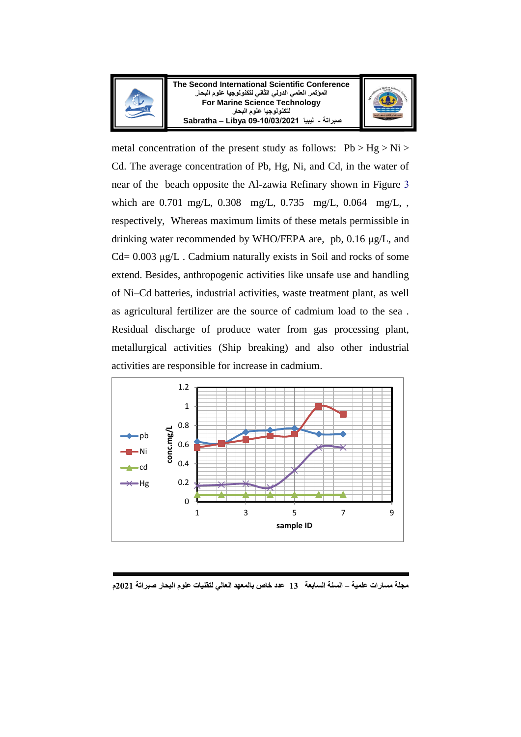metal concentration of the present study as follows: Pb > Hg > Ni > Cd. The average concentration of Pb, Hg, Ni, and Cd, in the water of near of the beach opposite the Al-zawia Refinary shown in Figure 3 which are 0.701 mg/L, 0.308 mg/L, 0.735 mg/L, 0.064 mg/L, , respectively, Whereas maximum limits of these metals permissible in drinking water recommended by WHO/FEPA are, pb, 0.16 µg/L, and Cd= 0.003 µg/L . Cadmium naturally exists in Soil and rocks of some extend. Besides, anthropogenic activities like unsafe use and handling of Ni–Cd batteries, industrial activities, waste treatment plant, as well as agricultural fertilizer are the source of cadmium load to the sea . Residual discharge of produce water from gas processing plant, metallurgical activities (Ship breaking) and also other industrial activities are responsible for increase in cadmium.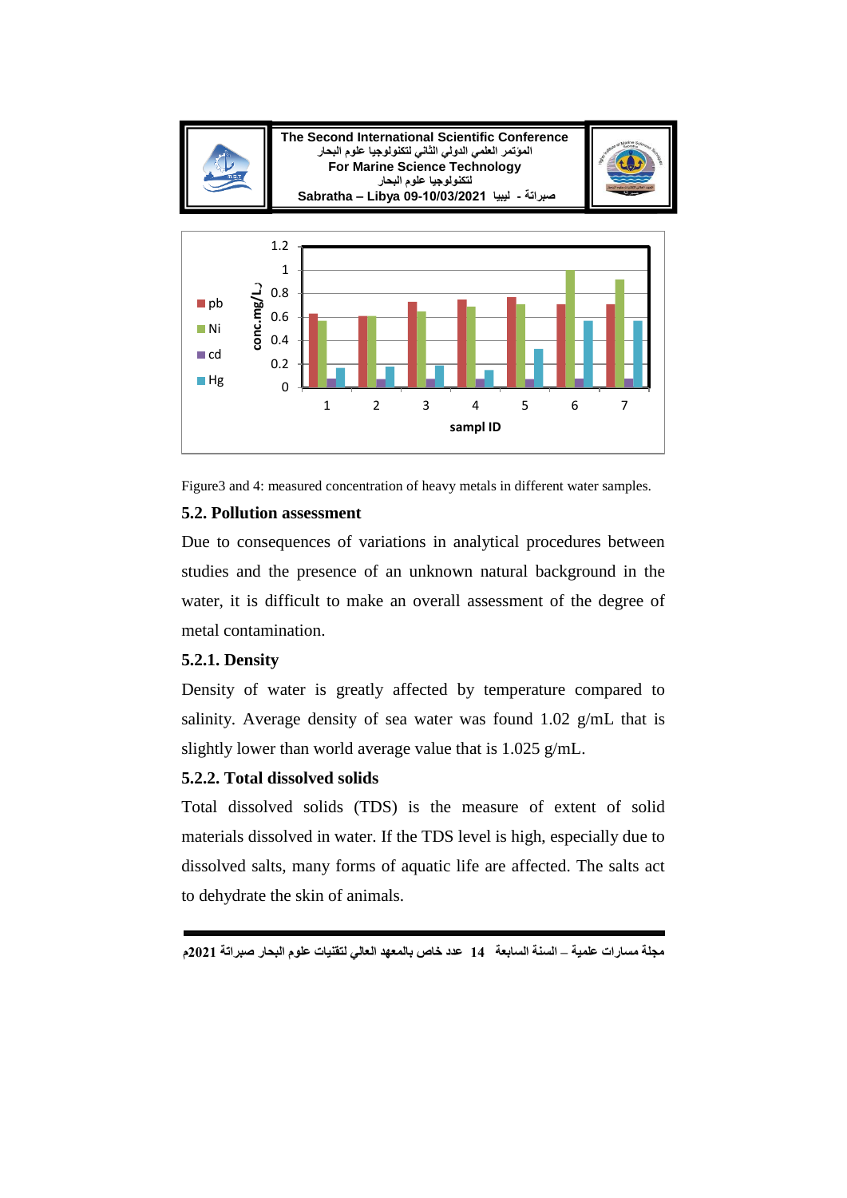Figure3 and 4: measured concentration of heavy metals in different water samples.

### 5.2. Pollution assessment

Due to consequences of variations in analytical procedures between studies and the presence of an unknown natural background in the water, it is difficult to make an overall assessment of the degree of metal contamination.

#### 5.2.1. Density

Density of water is greatly affected by temperature compared to salinity. Average density of sea water was found 1.02 g/mL that is slightly lower than world average value that is 1.025 g/mL.

#### 5.2.2. Total dissolved solids

Total dissolved solids (TDS) is the measure of extent of solid materials dissolved in water. If the TDS level is high, especially due to dissolved salts, many forms of aquatic life are affected. The salts act to dehydrate the skin of animals.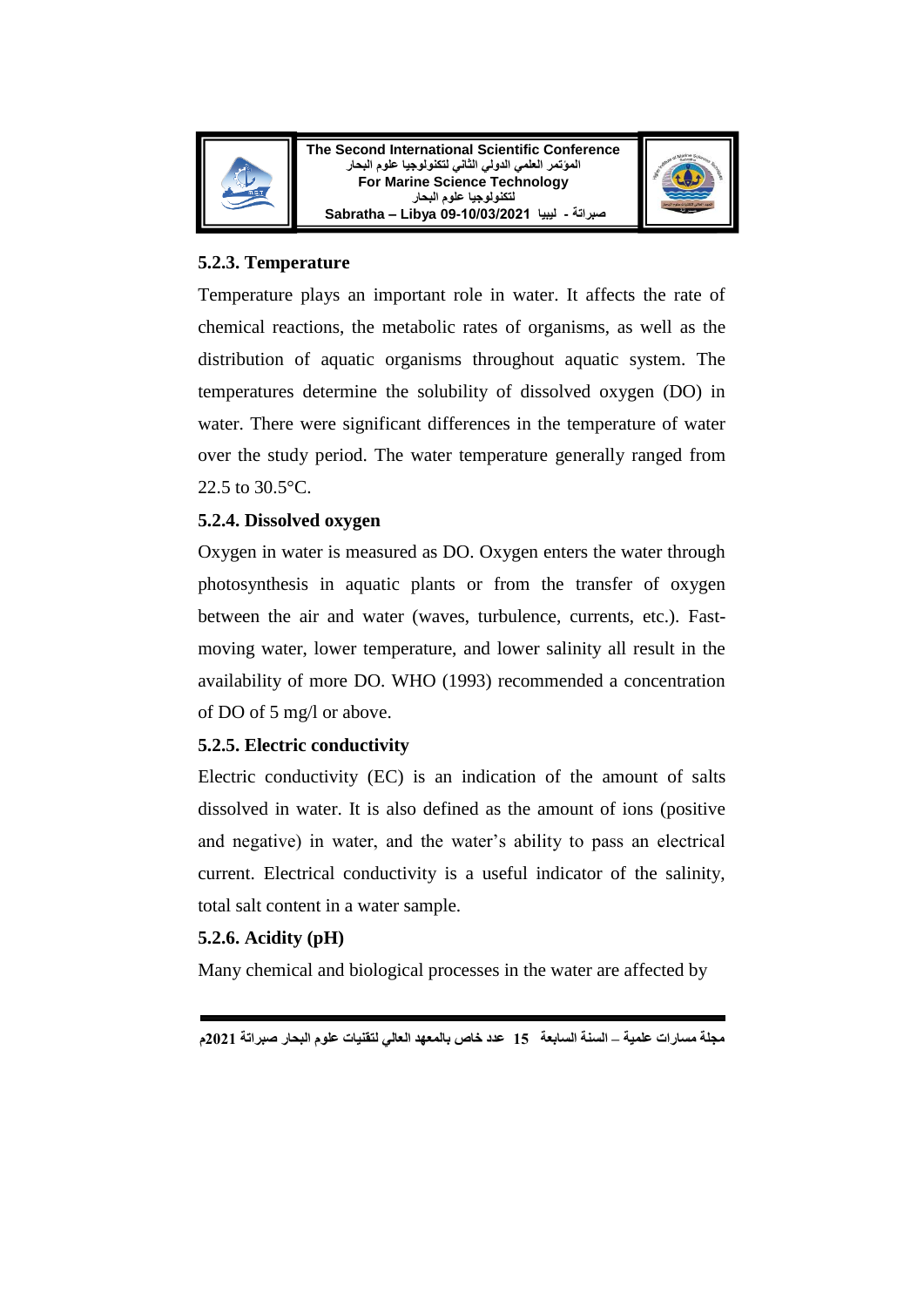### 5.2.3. Temperature

Temperature plays an important role in water. It affects the rate of chemical reactions, the metabolic rates of organisms, as well as the distribution of aquatic organisms throughout aquatic system. The temperatures determine the solubility of dissolved oxygen (DO) in water. There were significant differences in the temperature of water over the study period. The water temperature generally ranged from 22.5 to 30.5°C.

### 5.2.4. Dissolved oxygen

Oxygen in water is measured as DO. Oxygen enters the water through photosynthesis in aquatic plants or from the transfer of oxygen between the air and water (waves, turbulence, currents, etc.). Fast-moving water, lower temperature, and lower salinity all result in the availability of more DO. WHO (1993) recommended a concentration of DO of 5 mg/l or above.

### 5.2.5. Electric conductivity

Electric conductivity (EC) is an indication of the amount of salts dissolved in water. It is also defined as the amount of ions (positive and negative) in water, and the water's ability to pass an electrical current. Electrical conductivity is a useful indicator of the salinity, total salt content in a water sample.

### 5.2.6. Acidity (pH)

Many chemical and biological processes in the water are affected by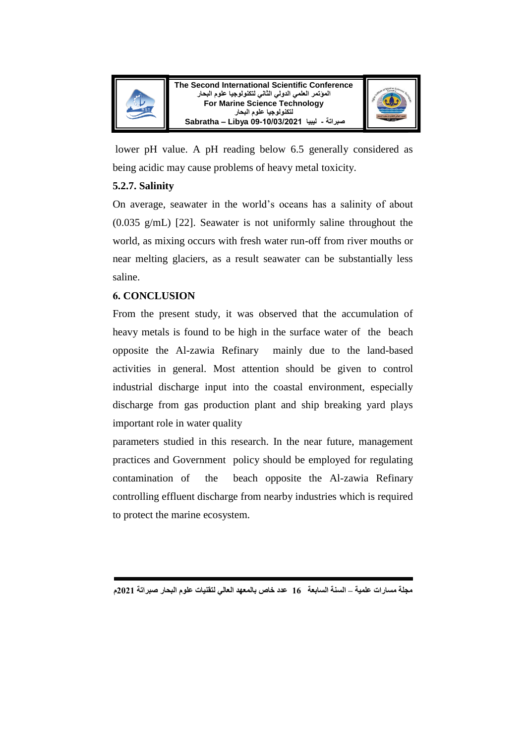lower pH value. A pH reading below 6.5 generally considered as being acidic may cause problems of heavy metal toxicity.

### 5.2.7. Salinity

On average, seawater in the world's oceans has a salinity of about (0.035 g/mL) [22]. Seawater is not uniformly saline throughout the world, as mixing occurs with fresh water run-off from river mouths or near melting glaciers, as a result seawater can be substantially less saline.

## 6. CONCLUSION

From the present study, it was observed that the accumulation of heavy metals is found to be high in the surface water of the beach opposite the Al-zawia Refinary mainly due to the land-based activities in general. Most attention should be given to control industrial discharge input into the coastal environment, especially discharge from gas production plant and ship breaking yard plays important role in water quality

parameters studied in this research. In the near future, management practices and Government policy should be employed for regulating contamination of the beach opposite the Al-zawia Refinary controlling effluent discharge from nearby industries which is required to protect the marine ecosystem.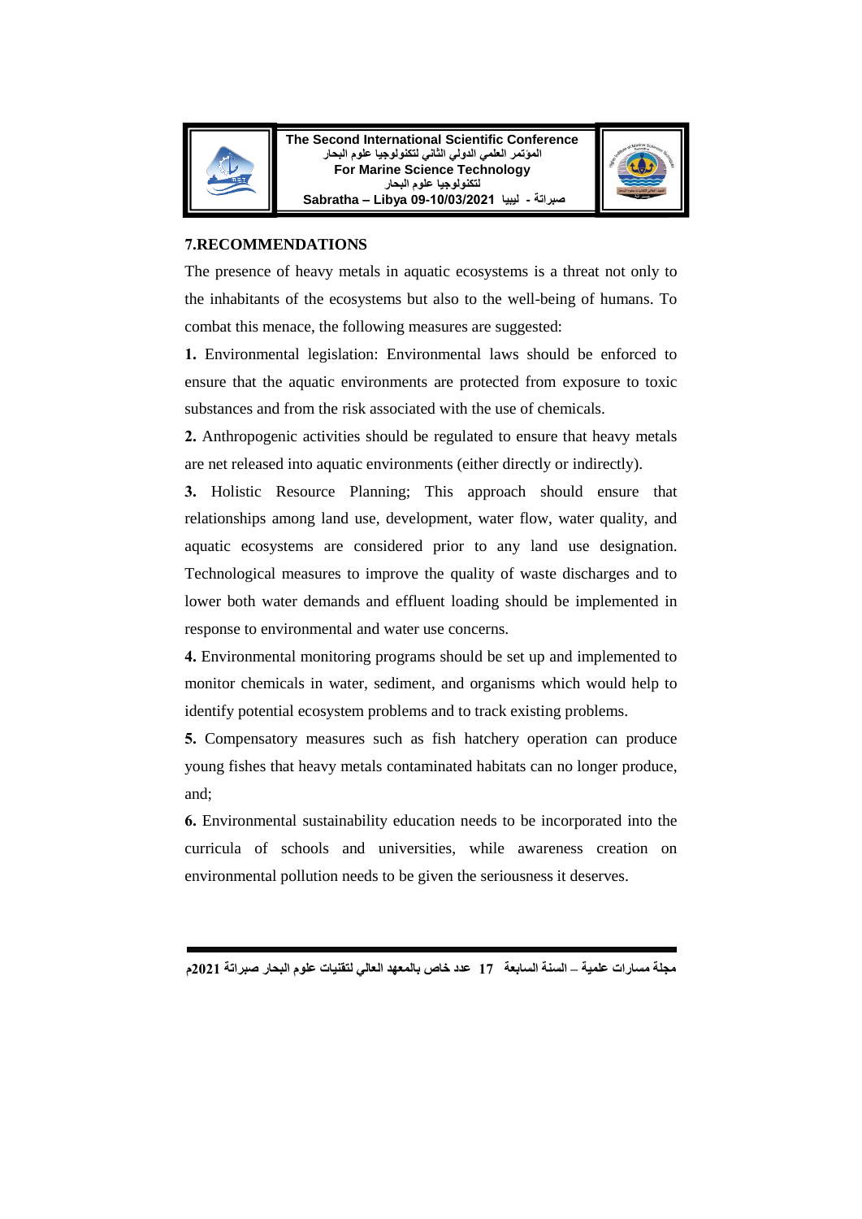## 7.RECOMMENDATIONS

The presence of heavy metals in aquatic ecosystems is a threat not only to the inhabitants of the ecosystems but also to the well-being of humans. To combat this menace, the following measures are suggested:

**1.** Environmental legislation: Environmental laws should be enforced to ensure that the aquatic environments are protected from exposure to toxic substances and from the risk associated with the use of chemicals.

**2.** Anthropogenic activities should be regulated to ensure that heavy metals are net released into aquatic environments (either directly or indirectly).

**3.** Holistic Resource Planning; This approach should ensure that relationships among land use, development, water flow, water quality, and aquatic ecosystems are considered prior to any land use designation. Technological measures to improve the quality of waste discharges and to lower both water demands and effluent loading should be implemented in response to environmental and water use concerns.

**4.** Environmental monitoring programs should be set up and implemented to monitor chemicals in water, sediment, and organisms which would help to identify potential ecosystem problems and to track existing problems.

**5.** Compensatory measures such as fish hatchery operation can produce young fishes that heavy metals contaminated habitats can no longer produce, and;

**6.** Environmental sustainability education needs to be incorporated into the curricula of schools and universities, while awareness creation on environmental pollution needs to be given the seriousness it deserves.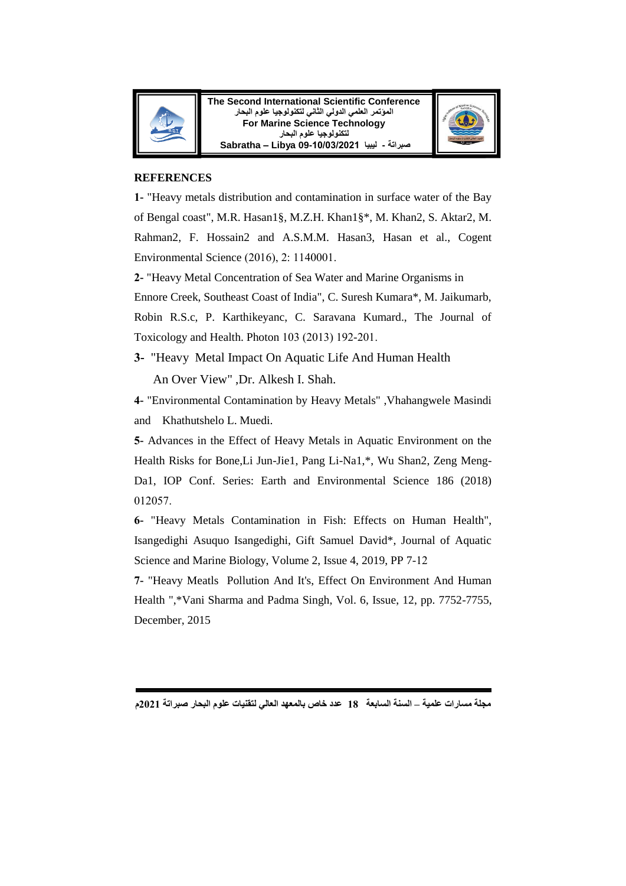## REFERENCES

**1**- "Heavy metals distribution and contamination in surface water of the Bay of Bengal coast", M.R. Hasan1§, M.Z.H. Khan1§*, M. Khan2, S. Aktar2, M. Rahman2, F. Hossain2 and A.S.M.M. Hasan3, Hasan et al., Cogent Environmental Science (2016), 2: 1140001.

**2**- "Heavy Metal Concentration of Sea Water and Marine Organisms in Ennore Creek, Southeast Coast of India", C. Suresh Kumara*, M. Jaikumarb, Robin R.S.c, P. Karthikeyanc, C. Saravana Kumard., The Journal of Toxicology and Health. Photon 103 (2013) 192-201.

**3**- "Heavy Metal Impact On Aquatic Life And Human Health An Over View" ,Dr. Alkesh I. Shah.

**4**- "Environmental Contamination by Heavy Metals" ,Vhahangwele Masindi and Khathutshelo L. Muedi.

**5**- Advances in the Effect of Heavy Metals in Aquatic Environment on the Health Risks for Bone,Li Jun-Jie1, Pang Li-Na1,*, Wu Shan2, Zeng Meng-Da1, IOP Conf. Series: Earth and Environmental Science 186 (2018) 012057.

**6**- "Heavy Metals Contamination in Fish: Effects on Human Health", Isangedighi Asuquo Isangedighi, Gift Samuel David*, Journal of Aquatic Science and Marine Biology, Volume 2, Issue 4, 2019, PP 7-12

**7**- "Heavy Meatls Pollution And It's, Effect On Environment And Human Health ",*Vani Sharma and Padma Singh, Vol. 6, Issue, 12, pp. 7752-7755, December, 2015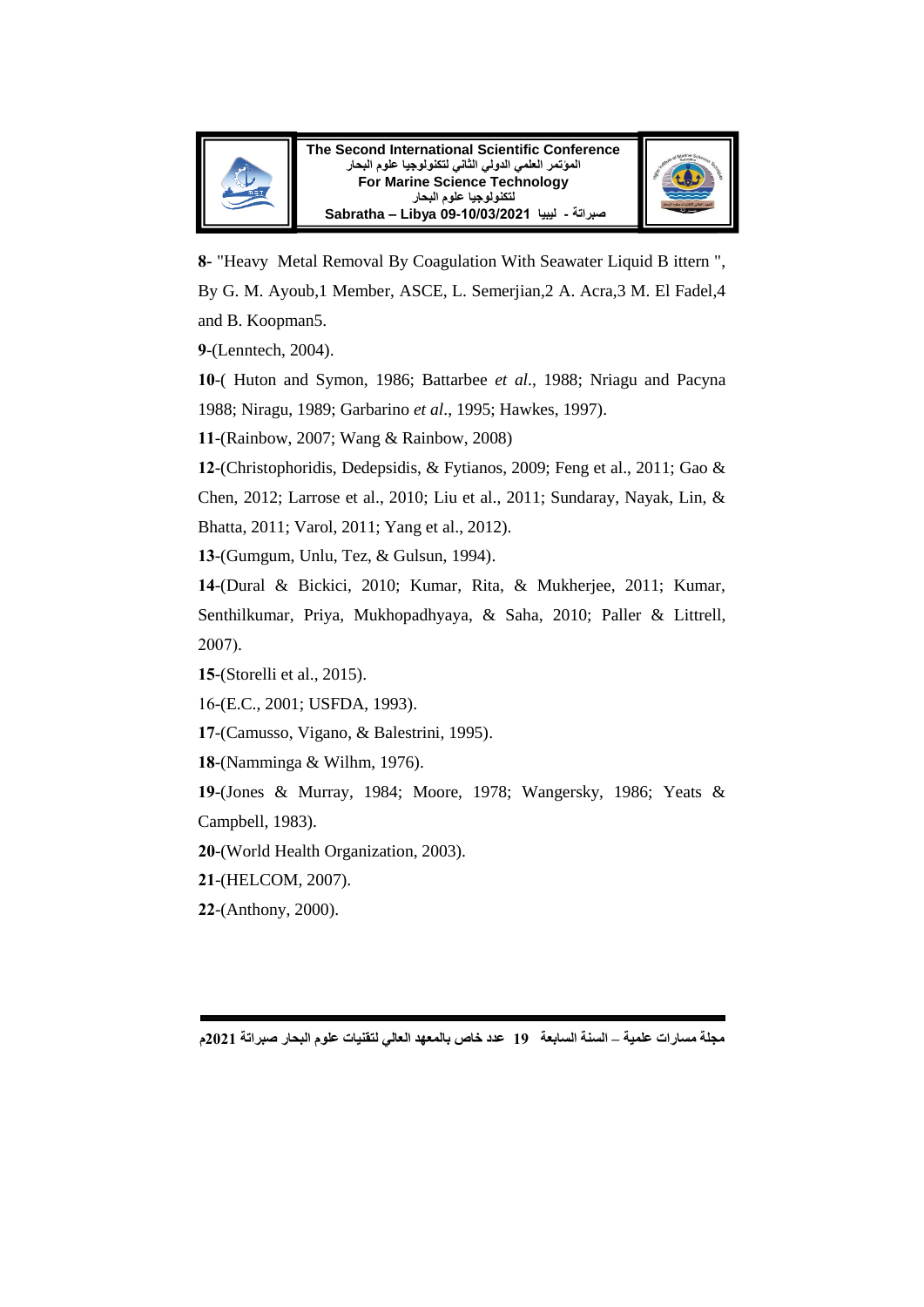**8**- "Heavy  Metal Removal By Coagulation With Seawater Liquid B ittern ", By G. M. Ayoub,1 Member, ASCE, L. Semerjian,2 A. Acra,3 M. El Fadel,4 and B. Koopman5.

**9**-(Lenntech, 2004).

**10**-( Huton and Symon, 1986; Battarbee *et al*., 1988; Nriagu and Pacyna 1988; Niragu, 1989; Garbarino *et al*., 1995; Hawkes, 1997).

**11**-(Rainbow, 2007; Wang & Rainbow, 2008)

**12**-(Christophoridis, Dedepsidis, & Fytianos, 2009; Feng et al., 2011; Gao & Chen, 2012; Larrose et al., 2010; Liu et al., 2011; Sundaray, Nayak, Lin, & Bhatta, 2011; Varol, 2011; Yang et al., 2012).

**13**-(Gumgum, Unlu, Tez, & Gulsun, 1994).

**14**-(Dural & Bickici, 2010; Kumar, Rita, & Mukherjee, 2011; Kumar, Senthilkumar, Priya, Mukhopadhyaya, & Saha, 2010; Paller & Littrell, 2007).

**15**-(Storelli et al., 2015).

16-(E.C., 2001; USFDA, 1993).

**17**-(Camusso, Vigano, & Balestrini, 1995).

**18**-(Namminga & Wilhm, 1976).

**19**-(Jones & Murray, 1984; Moore, 1978; Wangersky, 1986; Yeats & Campbell, 1983).

**20**-(World Health Organization, 2003).

**21**-(HELCOM, 2007).

**22**-(Anthony, 2000).